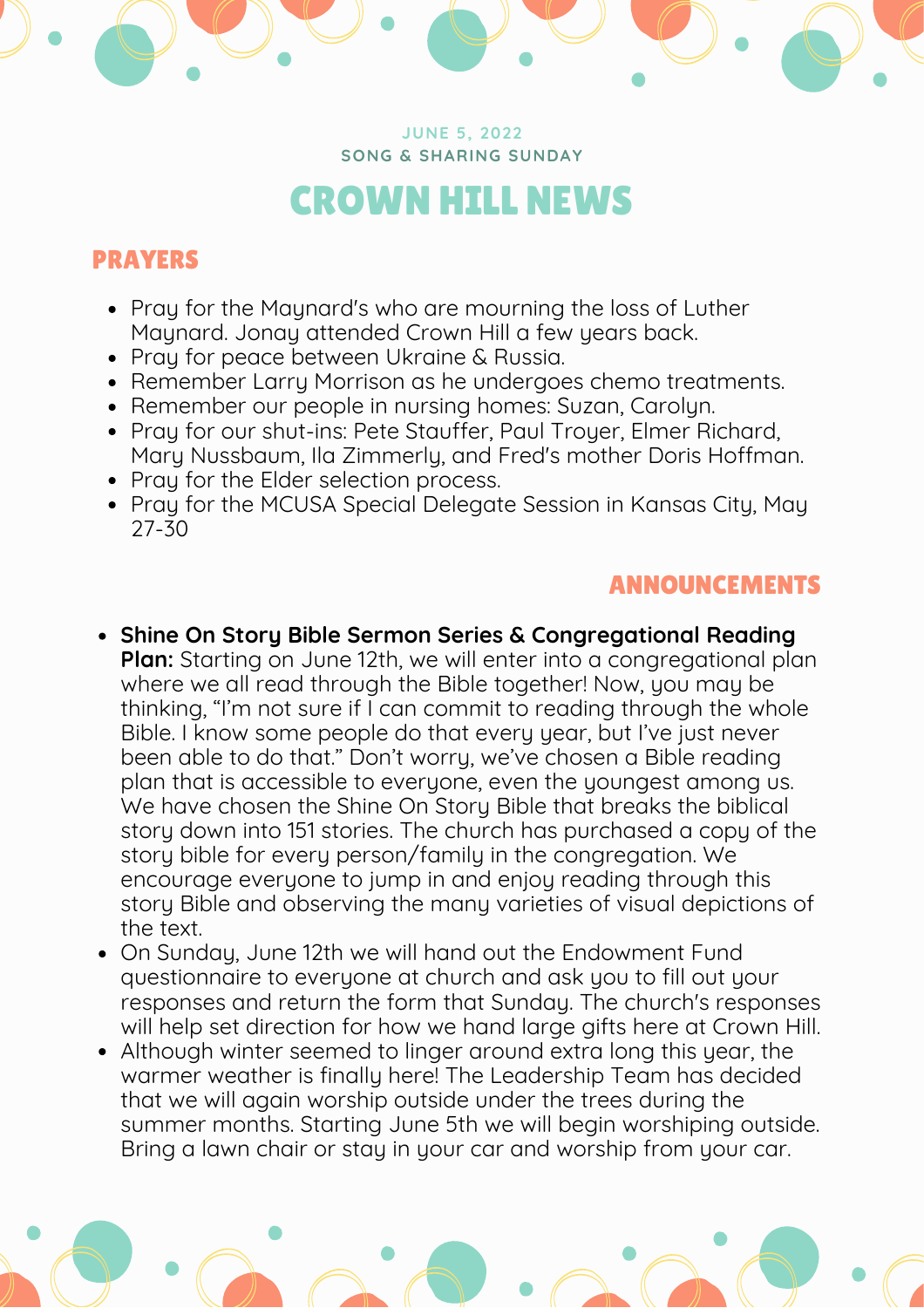JUNE 5, 2022

SONG & SHARING SUNDAY

# CROWN HILL NEWS

## PRAYERS

- Pray for the Maynard's who are mourning the loss of Luther Maynard. Jonay attended Crown Hill a few years back.
- Pray for peace between Ukraine & Russia.
- Remember Larry Morrison as he undergoes chemo treatments.
- Remember our people in nursing homes: Suzan, Carolyn.
- Pray for our shut-ins: Pete Stauffer, Paul Troyer, Elmer Richard, Mary Nussbaum, Ila Zimmerly, and Fred's mother Doris Hoffman.
- Pray for the Elder selection process.
- Pray for the MCUSA Special Delegate Session in Kansas City, May 27-30

## ANNOUNCEMENTS

- **Shine On Story Bible Sermon Series & Congregational Reading Plan:** Starting on June 12th, we will enter into a congregational plan where we all read through the Bible together! Now, you may be thinking, "I'm not sure if I can commit to reading through the whole Bible. I know some people do that every year, but I've just never been able to do that." Don't worry, we've chosen a Bible reading plan that is accessible to everyone, even the youngest among us. We have chosen the Shine On Story Bible that breaks the biblical story down into 151 stories. The church has purchased a copy of the story bible for every person/family in the congregation. We encourage everyone to jump in and enjoy reading through this story Bible and observing the many varieties of visual depictions of the text.
- On Sunday, June 12th we will hand out the Endowment Fund questionnaire to everyone at church and ask you to fill out your responses and return the form that Sunday. The church's responses will help set direction for how we hand large gifts here at Crown Hill.
- Although winter seemed to linger around extra long this year, the warmer weather is finally here! The Leadership Team has decided that we will again worship outside under the trees during the summer months. Starting June 5th we will begin worshiping outside. Bring a lawn chair or stay in your car and worship from your car.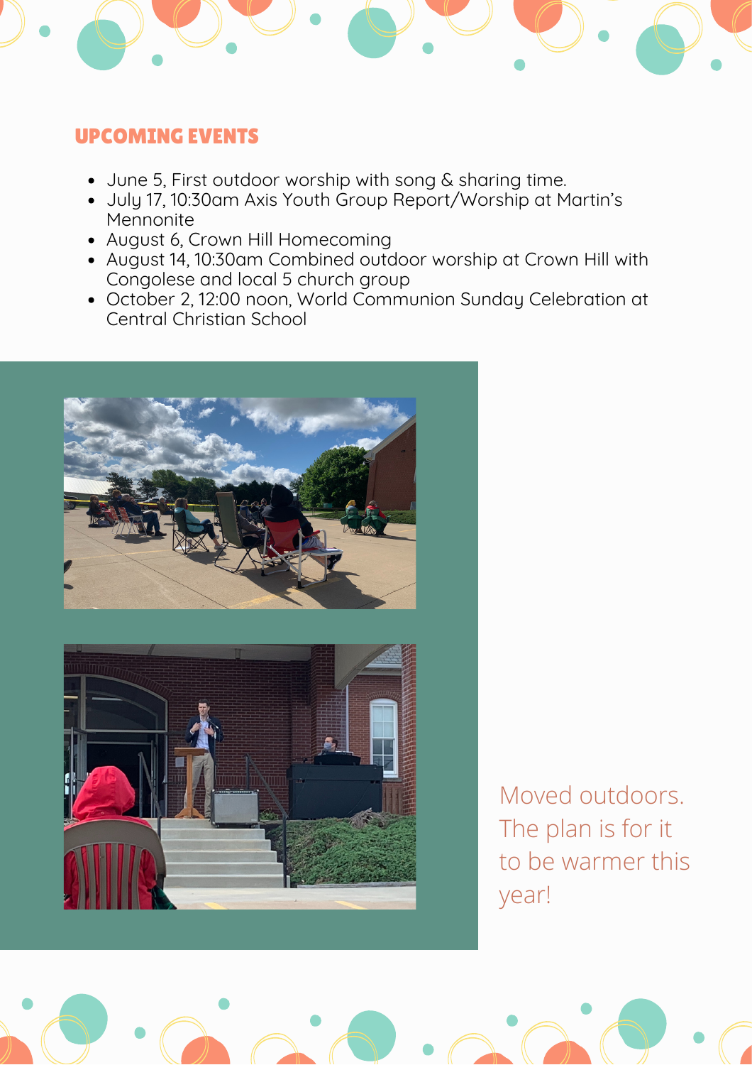## UPCOMING EVENTS

- June 5, First outdoor worship with song & sharing time.
- July 17, 10:30am Axis Youth Group Report/Worship at Martin's Mennonite
- August 6, Crown Hill Homecoming
- August 14, 10:30am Combined outdoor worship at Crown Hill with Congolese and local 5 church group
- October 2, 12:00 noon, World Communion Sunday Celebration at Central Christian School

Moved outdoors. The plan is for it to be warmer this year!